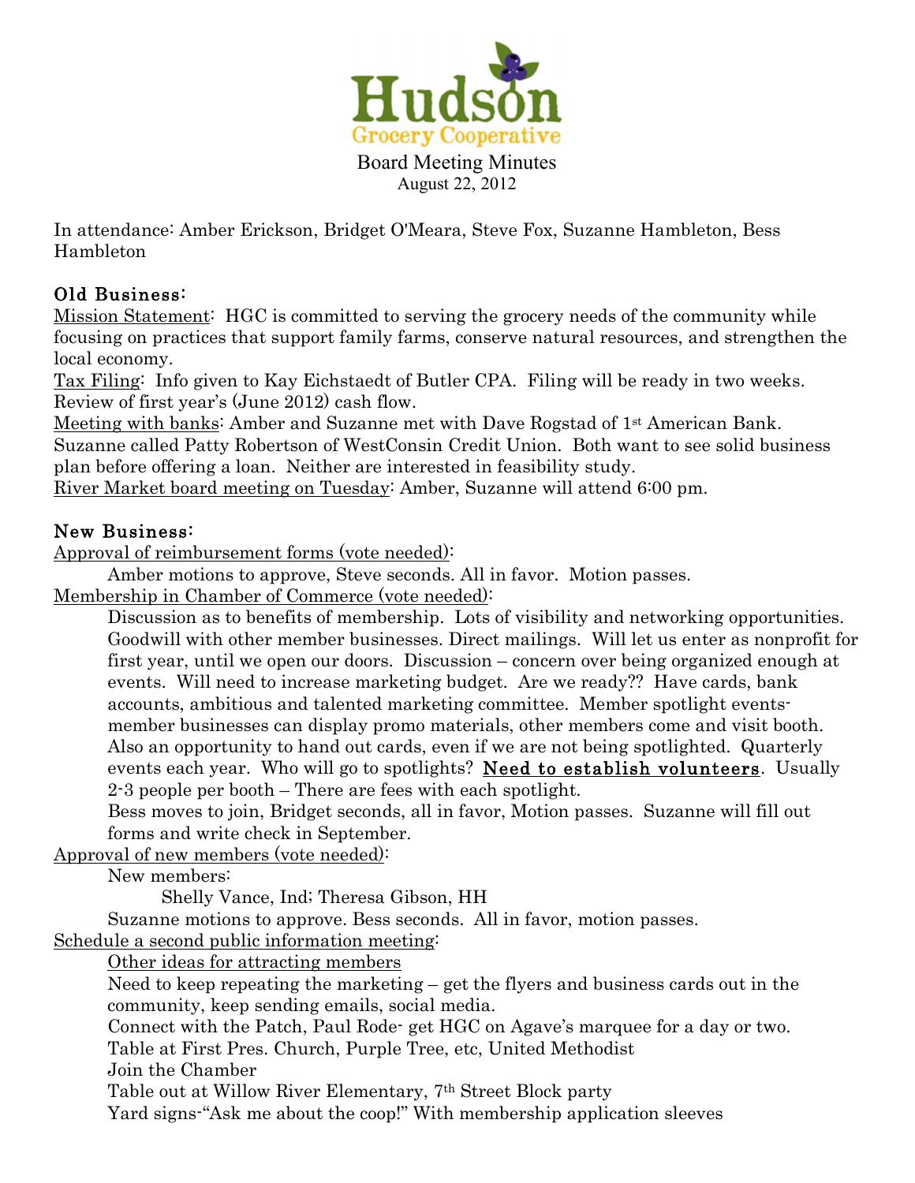# Hudson Grocery Cooperative

Board Meeting Minutes
August 22, 2012

In attendance: Amber Erickson, Bridget O'Meara, Steve Fox, Suzanne Hambleton, Bess Hambleton

## Old Business:

Mission Statement: HGC is committed to serving the grocery needs of the community while focusing on practices that support family farms, conserve natural resources, and strengthen the local economy.

Tax Filing: Info given to Kay Eichstaedt of Butler CPA. Filing will be ready in two weeks. Review of first year's (June 2012) cash flow.

Meeting with banks: Amber and Suzanne met with Dave Rogstad of 1st American Bank. Suzanne called Patty Robertson of WestConsin Credit Union. Both want to see solid business plan before offering a loan. Neither are interested in feasibility study.

River Market board meeting on Tuesday: Amber, Suzanne will attend 6:00 pm.

## New Business:

Approval of reimbursement forms (vote needed):

Amber motions to approve, Steve seconds. All in favor. Motion passes.

Membership in Chamber of Commerce (vote needed):

Discussion as to benefits of membership. Lots of visibility and networking opportunities. Goodwill with other member businesses. Direct mailings. Will let us enter as nonprofit for first year, until we open our doors. Discussion – concern over being organized enough at events. Will need to increase marketing budget. Are we ready?? Have cards, bank accounts, ambitious and talented marketing committee. Member spotlight events-member businesses can display promo materials, other members come and visit booth. Also an opportunity to hand out cards, even if we are not being spotlighted. Quarterly events each year. Who will go to spotlights? **Need to establish volunteers**. Usually 2-3 people per booth – There are fees with each spotlight.

Bess moves to join, Bridget seconds, all in favor, Motion passes. Suzanne will fill out forms and write check in September.

Approval of new members (vote needed):

New members:

Shelly Vance, Ind; Theresa Gibson, HH

Suzanne motions to approve. Bess seconds. All in favor, motion passes.

Schedule a second public information meeting:

Other ideas for attracting members

Need to keep repeating the marketing – get the flyers and business cards out in the community, keep sending emails, social media.

Connect with the Patch, Paul Rode- get HGC on Agave's marquee for a day or two.

Table at First Pres. Church, Purple Tree, etc, United Methodist

Join the Chamber

Table out at Willow River Elementary, 7th Street Block party

Yard signs-"Ask me about the coop!" With membership application sleeves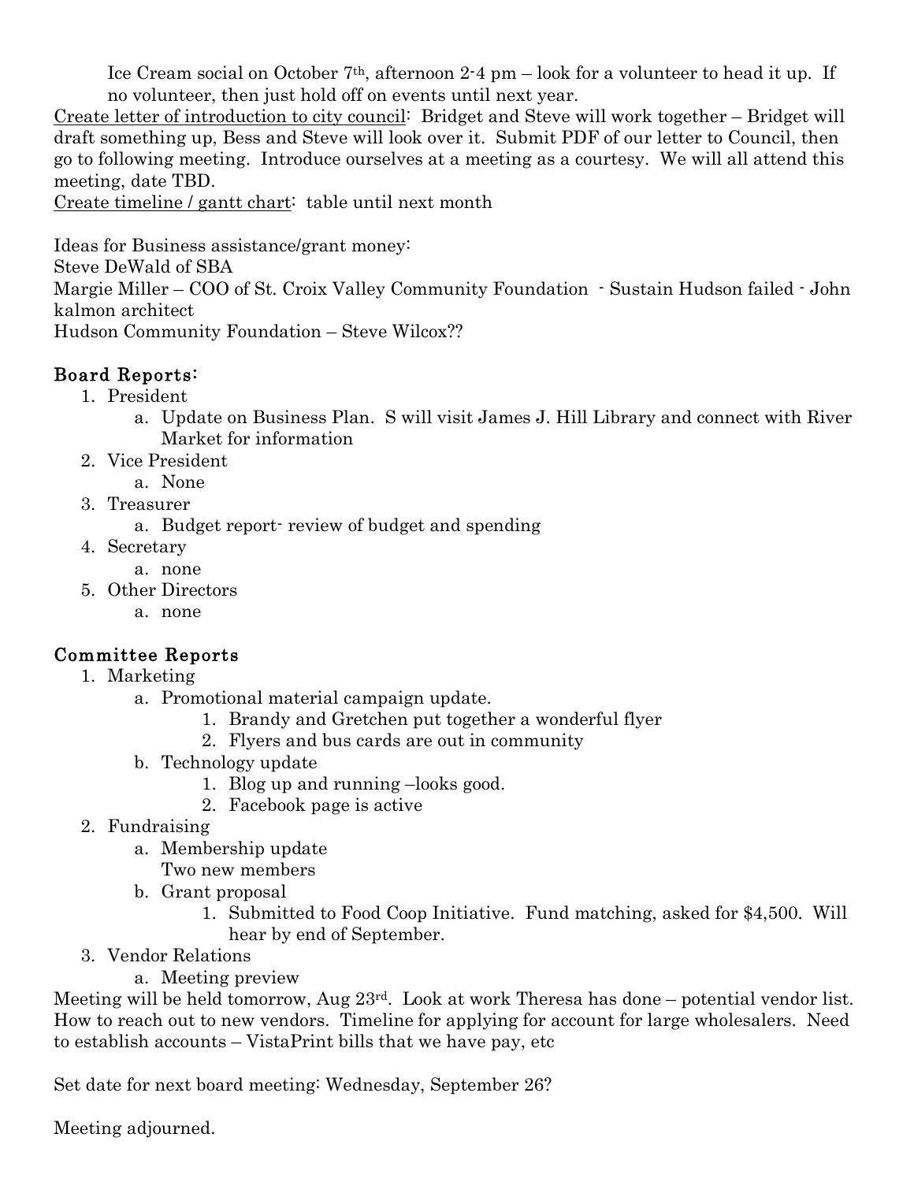Ice Cream social on October 7th, afternoon 2-4 pm – look for a volunteer to head it up. If no volunteer, then just hold off on events until next year.

Create letter of introduction to city council: Bridget and Steve will work together – Bridget will draft something up, Bess and Steve will look over it. Submit PDF of our letter to Council, then go to following meeting. Introduce ourselves at a meeting as a courtesy. We will all attend this meeting, date TBD.

Create timeline / gantt chart: table until next month

Ideas for Business assistance/grant money:
Steve DeWald of SBA
Margie Miller – COO of St. Croix Valley Community Foundation - Sustain Hudson failed - John kalmon architect
Hudson Community Foundation – Steve Wilcox??

## Board Reports:

1. President
   a. Update on Business Plan. S will visit James J. Hill Library and connect with River Market for information
2. Vice President
   a. None
3. Treasurer
   a. Budget report- review of budget and spending
4. Secretary
   a. none
5. Other Directors
   a. none

## Committee Reports

1. Marketing
   a. Promotional material campaign update.
      1. Brandy and Gretchen put together a wonderful flyer
      2. Flyers and bus cards are out in community
   b. Technology update
      1. Blog up and running –looks good.
      2. Facebook page is active
2. Fundraising
   a. Membership update
      Two new members
   b. Grant proposal
      1. Submitted to Food Coop Initiative. Fund matching, asked for $4,500. Will hear by end of September.
3. Vendor Relations
   a. Meeting preview

Meeting will be held tomorrow, Aug 23rd. Look at work Theresa has done – potential vendor list. How to reach out to new vendors. Timeline for applying for account for large wholesalers. Need to establish accounts – VistaPrint bills that we have pay, etc

Set date for next board meeting: Wednesday, September 26?

Meeting adjourned.